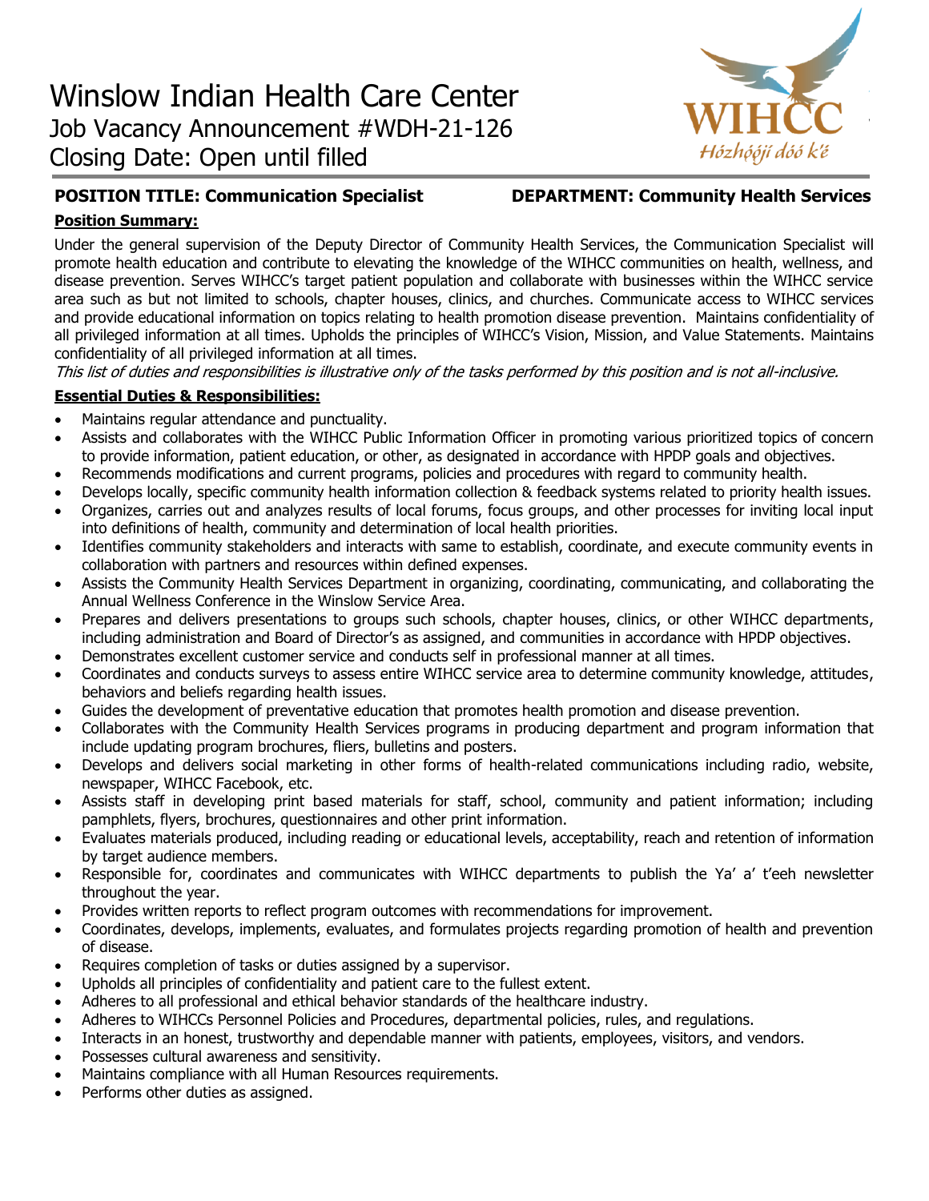# Winslow Indian Health Care Center

Job Vacancy Announcement #WDH-21-126

Closing Date: Open until filled

WIHCC
Hózhǫ́ǫ́jí dóó k'é

**POSITION TITLE: Communication Specialist** **DEPARTMENT: Community Health Services**

**Position Summary:**

Under the general supervision of the Deputy Director of Community Health Services, the Communication Specialist will promote health education and contribute to elevating the knowledge of the WIHCC communities on health, wellness, and disease prevention. Serves WIHCC's target patient population and collaborate with businesses within the WIHCC service area such as but not limited to schools, chapter houses, clinics, and churches. Communicate access to WIHCC services and provide educational information on topics relating to health promotion disease prevention. Maintains confidentiality of all privileged information at all times. Upholds the principles of WIHCC's Vision, Mission, and Value Statements. Maintains confidentiality of all privileged information at all times.

*This list of duties and responsibilities is illustrative only of the tasks performed by this position and is not all-inclusive.*

**Essential Duties & Responsibilities:**

- Maintains regular attendance and punctuality.
- Assists and collaborates with the WIHCC Public Information Officer in promoting various prioritized topics of concern to provide information, patient education, or other, as designated in accordance with HPDP goals and objectives.
- Recommends modifications and current programs, policies and procedures with regard to community health.
- Develops locally, specific community health information collection & feedback systems related to priority health issues.
- Organizes, carries out and analyzes results of local forums, focus groups, and other processes for inviting local input into definitions of health, community and determination of local health priorities.
- Identifies community stakeholders and interacts with same to establish, coordinate, and execute community events in collaboration with partners and resources within defined expenses.
- Assists the Community Health Services Department in organizing, coordinating, communicating, and collaborating the Annual Wellness Conference in the Winslow Service Area.
- Prepares and delivers presentations to groups such schools, chapter houses, clinics, or other WIHCC departments, including administration and Board of Director's as assigned, and communities in accordance with HPDP objectives.
- Demonstrates excellent customer service and conducts self in professional manner at all times.
- Coordinates and conducts surveys to assess entire WIHCC service area to determine community knowledge, attitudes, behaviors and beliefs regarding health issues.
- Guides the development of preventative education that promotes health promotion and disease prevention.
- Collaborates with the Community Health Services programs in producing department and program information that include updating program brochures, fliers, bulletins and posters.
- Develops and delivers social marketing in other forms of health-related communications including radio, website, newspaper, WIHCC Facebook, etc.
- Assists staff in developing print based materials for staff, school, community and patient information; including pamphlets, flyers, brochures, questionnaires and other print information.
- Evaluates materials produced, including reading or educational levels, acceptability, reach and retention of information by target audience members.
- Responsible for, coordinates and communicates with WIHCC departments to publish the Ya' a' t'eeh newsletter throughout the year.
- Provides written reports to reflect program outcomes with recommendations for improvement.
- Coordinates, develops, implements, evaluates, and formulates projects regarding promotion of health and prevention of disease.
- Requires completion of tasks or duties assigned by a supervisor.
- Upholds all principles of confidentiality and patient care to the fullest extent.
- Adheres to all professional and ethical behavior standards of the healthcare industry.
- Adheres to WIHCCs Personnel Policies and Procedures, departmental policies, rules, and regulations.
- Interacts in an honest, trustworthy and dependable manner with patients, employees, visitors, and vendors.
- Possesses cultural awareness and sensitivity.
- Maintains compliance with all Human Resources requirements.
- Performs other duties as assigned.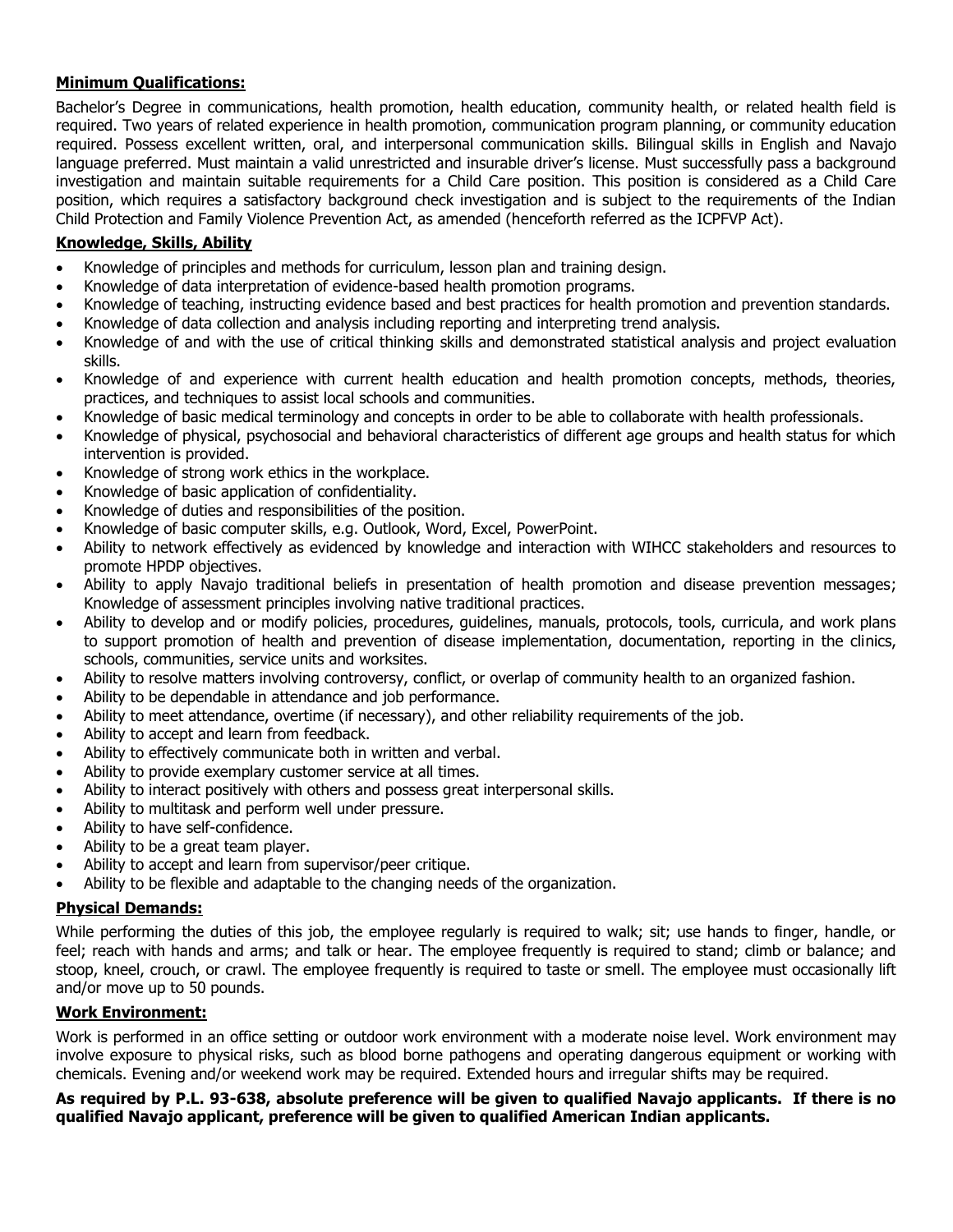**Minimum Qualifications:**

Bachelor's Degree in communications, health promotion, health education, community health, or related health field is required. Two years of related experience in health promotion, communication program planning, or community education required. Possess excellent written, oral, and interpersonal communication skills. Bilingual skills in English and Navajo language preferred. Must maintain a valid unrestricted and insurable driver's license. Must successfully pass a background investigation and maintain suitable requirements for a Child Care position. This position is considered as a Child Care position, which requires a satisfactory background check investigation and is subject to the requirements of the Indian Child Protection and Family Violence Prevention Act, as amended (henceforth referred as the ICPFVP Act).

**Knowledge, Skills, Ability**

- Knowledge of principles and methods for curriculum, lesson plan and training design.
- Knowledge of data interpretation of evidence-based health promotion programs.
- Knowledge of teaching, instructing evidence based and best practices for health promotion and prevention standards.
- Knowledge of data collection and analysis including reporting and interpreting trend analysis.
- Knowledge of and with the use of critical thinking skills and demonstrated statistical analysis and project evaluation skills.
- Knowledge of and experience with current health education and health promotion concepts, methods, theories, practices, and techniques to assist local schools and communities.
- Knowledge of basic medical terminology and concepts in order to be able to collaborate with health professionals.
- Knowledge of physical, psychosocial and behavioral characteristics of different age groups and health status for which intervention is provided.
- Knowledge of strong work ethics in the workplace.
- Knowledge of basic application of confidentiality.
- Knowledge of duties and responsibilities of the position.
- Knowledge of basic computer skills, e.g. Outlook, Word, Excel, PowerPoint.
- Ability to network effectively as evidenced by knowledge and interaction with WIHCC stakeholders and resources to promote HPDP objectives.
- Ability to apply Navajo traditional beliefs in presentation of health promotion and disease prevention messages; Knowledge of assessment principles involving native traditional practices.
- Ability to develop and or modify policies, procedures, guidelines, manuals, protocols, tools, curricula, and work plans to support promotion of health and prevention of disease implementation, documentation, reporting in the clinics, schools, communities, service units and worksites.
- Ability to resolve matters involving controversy, conflict, or overlap of community health to an organized fashion.
- Ability to be dependable in attendance and job performance.
- Ability to meet attendance, overtime (if necessary), and other reliability requirements of the job.
- Ability to accept and learn from feedback.
- Ability to effectively communicate both in written and verbal.
- Ability to provide exemplary customer service at all times.
- Ability to interact positively with others and possess great interpersonal skills.
- Ability to multitask and perform well under pressure.
- Ability to have self-confidence.
- Ability to be a great team player.
- Ability to accept and learn from supervisor/peer critique.
- Ability to be flexible and adaptable to the changing needs of the organization.

**Physical Demands:**

While performing the duties of this job, the employee regularly is required to walk; sit; use hands to finger, handle, or feel; reach with hands and arms; and talk or hear. The employee frequently is required to stand; climb or balance; and stoop, kneel, crouch, or crawl. The employee frequently is required to taste or smell. The employee must occasionally lift and/or move up to 50 pounds.

**Work Environment:**

Work is performed in an office setting or outdoor work environment with a moderate noise level. Work environment may involve exposure to physical risks, such as blood borne pathogens and operating dangerous equipment or working with chemicals. Evening and/or weekend work may be required. Extended hours and irregular shifts may be required.

**As required by P.L. 93-638, absolute preference will be given to qualified Navajo applicants. If there is no qualified Navajo applicant, preference will be given to qualified American Indian applicants.**